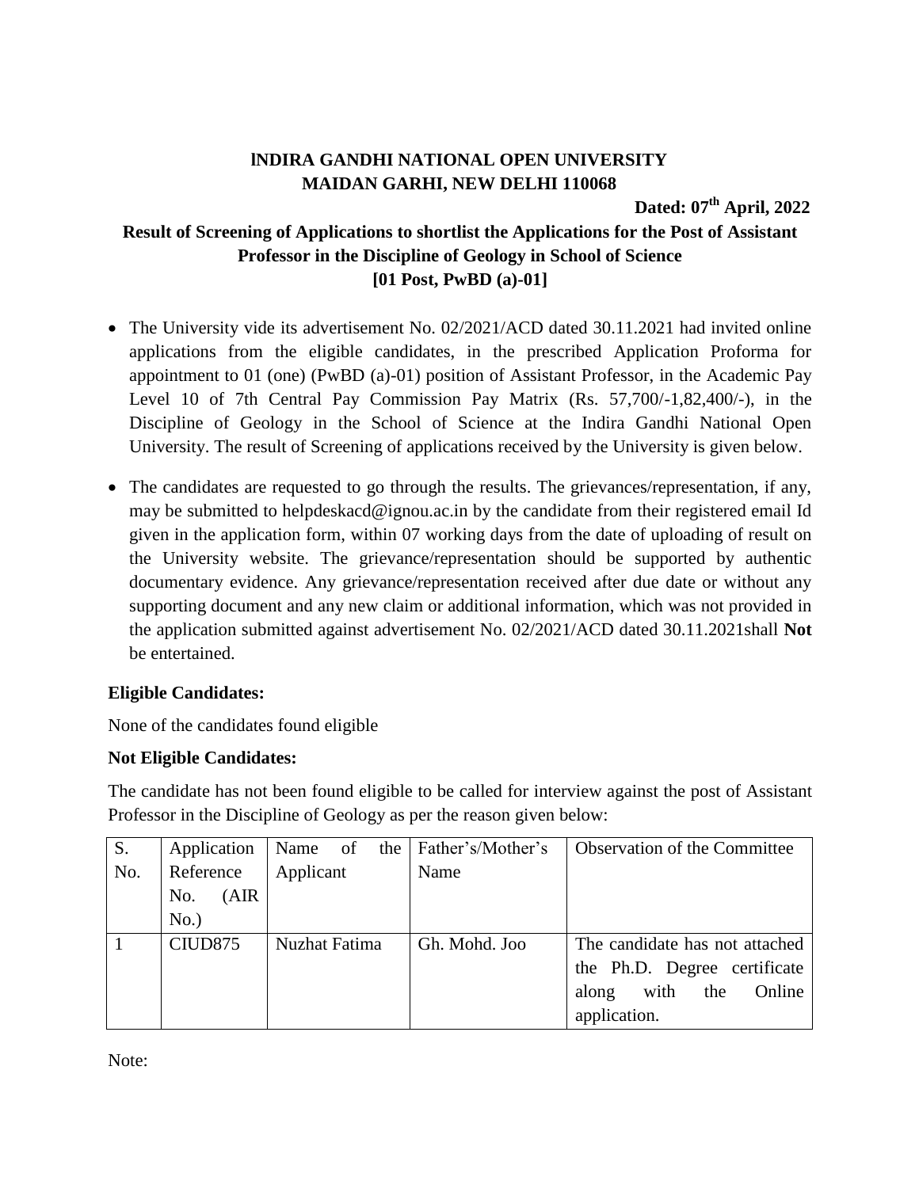**lNDIRA GANDHI NATIONAL OPEN UNIVERSITY**
**MAIDAN GARHI, NEW DELHI 110068**

**Dated: 07th April, 2022**

## Result of Screening of Applications to shortlist the Applications for the Post of Assistant Professor in the Discipline of Geology in School of Science [01 Post, PwBD (a)-01]

- The University vide its advertisement No. 02/2021/ACD dated 30.11.2021 had invited online applications from the eligible candidates, in the prescribed Application Proforma for appointment to 01 (one) (PwBD (a)-01) position of Assistant Professor, in the Academic Pay Level 10 of 7th Central Pay Commission Pay Matrix (Rs. 57,700/-1,82,400/-), in the Discipline of Geology in the School of Science at the Indira Gandhi National Open University. The result of Screening of applications received by the University is given below.
- The candidates are requested to go through the results. The grievances/representation, if any, may be submitted to helpdeskacd@ignou.ac.in by the candidate from their registered email Id given in the application form, within 07 working days from the date of uploading of result on the University website. The grievance/representation should be supported by authentic documentary evidence. Any grievance/representation received after due date or without any supporting document and any new claim or additional information, which was not provided in the application submitted against advertisement No. 02/2021/ACD dated 30.11.2021shall **Not** be entertained.

**Eligible Candidates:**

None of the candidates found eligible

**Not Eligible Candidates:**

The candidate has not been found eligible to be called for interview against the post of Assistant Professor in the Discipline of Geology as per the reason given below:

| S. No. | Application Reference No. (AIR No.) | Name of the Applicant | Father's/Mother's Name | Observation of the Committee |
|---|---|---|---|---|
| 1 | CIUD875 | Nuzhat Fatima | Gh. Mohd. Joo | The candidate has not attached the Ph.D. Degree certificate along with the Online application. |

Note: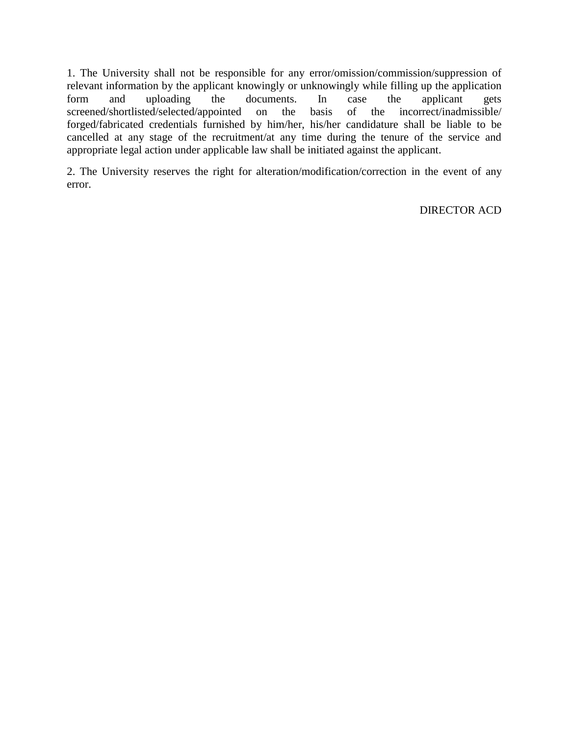1. The University shall not be responsible for any error/omission/commission/suppression of relevant information by the applicant knowingly or unknowingly while filling up the application form and uploading the documents. In case the applicant gets screened/shortlisted/selected/appointed on the basis of the incorrect/inadmissible/ forged/fabricated credentials furnished by him/her, his/her candidature shall be liable to be cancelled at any stage of the recruitment/at any time during the tenure of the service and appropriate legal action under applicable law shall be initiated against the applicant.

2. The University reserves the right for alteration/modification/correction in the event of any error.

DIRECTOR ACD